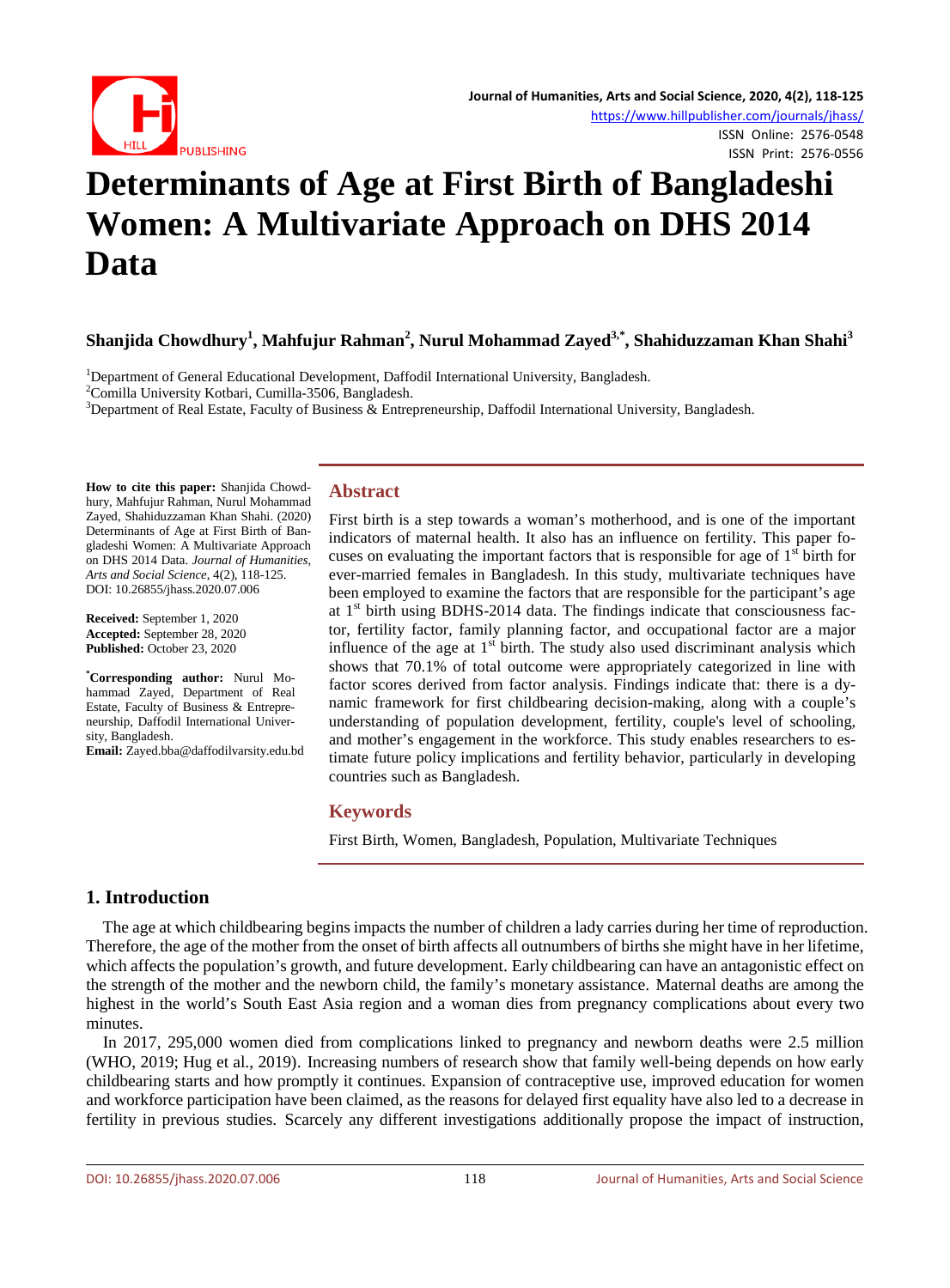Journal of Humanities, Arts and Social Science, 2020, 4(2), 118-125
https://www.hillpublisher.com/journals/jhass/
ISSN Online: 2576-0548
ISSN Print: 2576-0556

# Determinants of Age at First Birth of Bangladeshi Women: A Multivariate Approach on DHS 2014 Data

**Shanjida Chowdhury[1], Mahfujur Rahman[2], Nurul Mohammad Zayed[3,*], Shahiduzzaman Khan Shahi[3]**

[1]Department of General Educational Development, Daffodil International University, Bangladesh.
[2]Comilla University Kotbari, Cumilla-3506, Bangladesh.
[3]Department of Real Estate, Faculty of Business & Entrepreneurship, Daffodil International University, Bangladesh.

**How to cite this paper:** Shanjida Chowdhury, Mahfujur Rahman, Nurul Mohammad Zayed, Shahiduzzaman Khan Shahi. (2020) Determinants of Age at First Birth of Bangladeshi Women: A Multivariate Approach on DHS 2014 Data. *Journal of Humanities, Arts and Social Science*, 4(2), 118-125.
DOI: 10.26855/jhass.2020.07.006

**Received:** September 1, 2020
**Accepted:** September 28, 2020
**Published:** October 23, 2020

**\*Corresponding author:** Nurul Mohammad Zayed, Department of Real Estate, Faculty of Business & Entrepreneurship, Daffodil International University, Bangladesh.
**Email:** Zayed.bba@daffodilvarsity.edu.bd

## Abstract

First birth is a step towards a woman's motherhood, and is one of the important indicators of maternal health. It also has an influence on fertility. This paper focuses on evaluating the important factors that is responsible for age of 1st birth for ever-married females in Bangladesh. In this study, multivariate techniques have been employed to examine the factors that are responsible for the participant's age at 1st birth using BDHS-2014 data. The findings indicate that consciousness factor, fertility factor, family planning factor, and occupational factor are a major influence of the age at 1st birth. The study also used discriminant analysis which shows that 70.1% of total outcome were appropriately categorized in line with factor scores derived from factor analysis. Findings indicate that: there is a dynamic framework for first childbearing decision-making, along with a couple's understanding of population development, fertility, couple's level of schooling, and mother's engagement in the workforce. This study enables researchers to estimate future policy implications and fertility behavior, particularly in developing countries such as Bangladesh.

## Keywords

First Birth, Women, Bangladesh, Population, Multivariate Techniques

## 1. Introduction

The age at which childbearing begins impacts the number of children a lady carries during her time of reproduction. Therefore, the age of the mother from the onset of birth affects all outnumbers of births she might have in her lifetime, which affects the population's growth, and future development. Early childbearing can have an antagonistic effect on the strength of the mother and the newborn child, the family's monetary assistance. Maternal deaths are among the highest in the world's South East Asia region and a woman dies from pregnancy complications about every two minutes.

In 2017, 295,000 women died from complications linked to pregnancy and newborn deaths were 2.5 million (WHO, 2019; Hug et al., 2019). Increasing numbers of research show that family well-being depends on how early childbearing starts and how promptly it continues. Expansion of contraceptive use, improved education for women and workforce participation have been claimed, as the reasons for delayed first equality have also led to a decrease in fertility in previous studies. Scarcely any different investigations additionally propose the impact of instruction,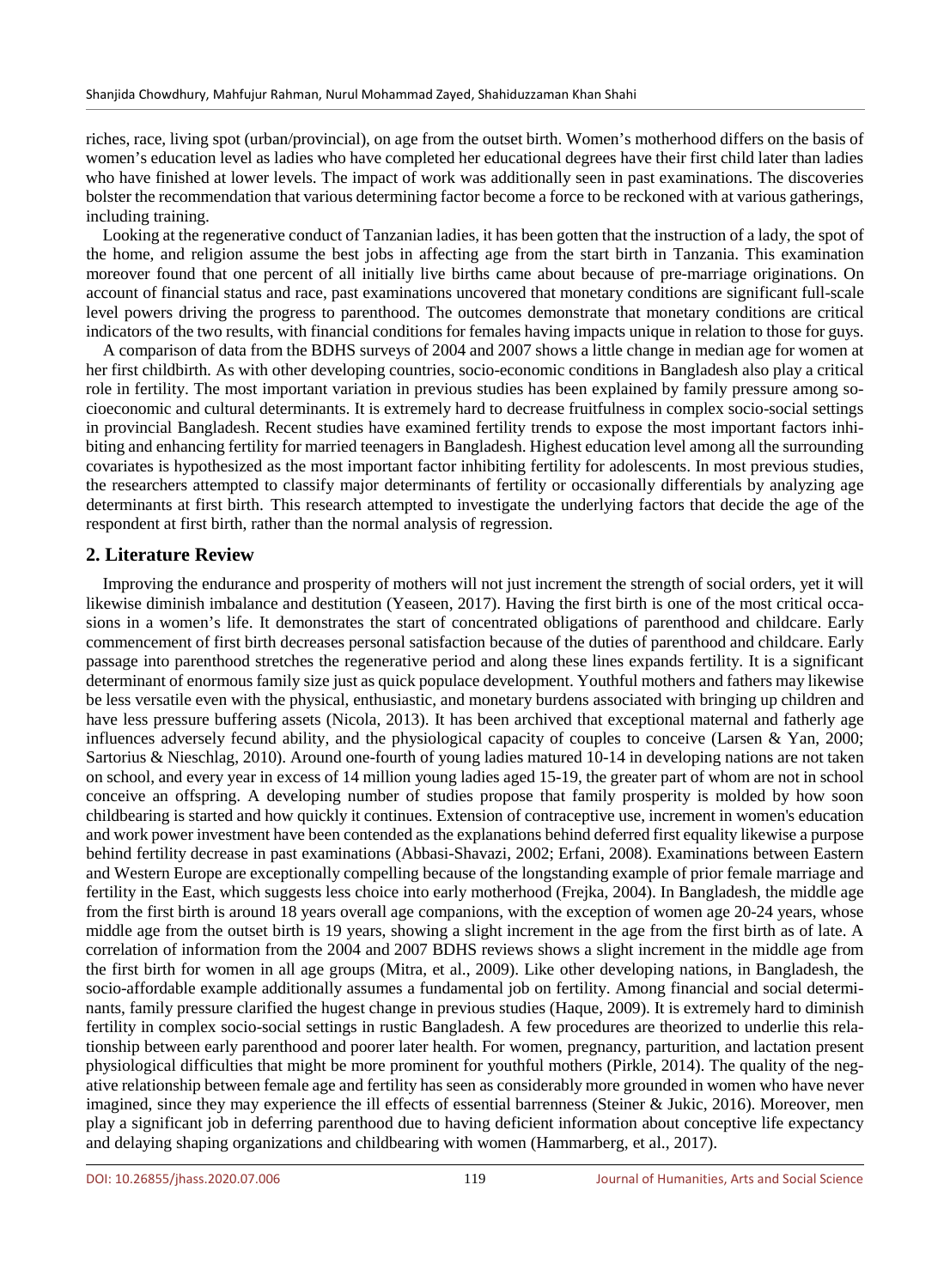riches, race, living spot (urban/provincial), on age from the outset birth. Women's motherhood differs on the basis of women's education level as ladies who have completed her educational degrees have their first child later than ladies who have finished at lower levels. The impact of work was additionally seen in past examinations. The discoveries bolster the recommendation that various determining factor become a force to be reckoned with at various gatherings, including training.

Looking at the regenerative conduct of Tanzanian ladies, it has been gotten that the instruction of a lady, the spot of the home, and religion assume the best jobs in affecting age from the start birth in Tanzania. This examination moreover found that one percent of all initially live births came about because of pre-marriage originations. On account of financial status and race, past examinations uncovered that monetary conditions are significant full-scale level powers driving the progress to parenthood. The outcomes demonstrate that monetary conditions are critical indicators of the two results, with financial conditions for females having impacts unique in relation to those for guys.

A comparison of data from the BDHS surveys of 2004 and 2007 shows a little change in median age for women at her first childbirth. As with other developing countries, socio-economic conditions in Bangladesh also play a critical role in fertility. The most important variation in previous studies has been explained by family pressure among socioeconomic and cultural determinants. It is extremely hard to decrease fruitfulness in complex socio-social settings in provincial Bangladesh. Recent studies have examined fertility trends to expose the most important factors inhibiting and enhancing fertility for married teenagers in Bangladesh. Highest education level among all the surrounding covariates is hypothesized as the most important factor inhibiting fertility for adolescents. In most previous studies, the researchers attempted to classify major determinants of fertility or occasionally differentials by analyzing age determinants at first birth. This research attempted to investigate the underlying factors that decide the age of the respondent at first birth, rather than the normal analysis of regression.

## 2. Literature Review

Improving the endurance and prosperity of mothers will not just increment the strength of social orders, yet it will likewise diminish imbalance and destitution (Yeaseen, 2017). Having the first birth is one of the most critical occasions in a women's life. It demonstrates the start of concentrated obligations of parenthood and childcare. Early commencement of first birth decreases personal satisfaction because of the duties of parenthood and childcare. Early passage into parenthood stretches the regenerative period and along these lines expands fertility. It is a significant determinant of enormous family size just as quick populace development. Youthful mothers and fathers may likewise be less versatile even with the physical, enthusiastic, and monetary burdens associated with bringing up children and have less pressure buffering assets (Nicola, 2013). It has been archived that exceptional maternal and fatherly age influences adversely fecund ability, and the physiological capacity of couples to conceive (Larsen & Yan, 2000; Sartorius & Nieschlag, 2010). Around one-fourth of young ladies matured 10-14 in developing nations are not taken on school, and every year in excess of 14 million young ladies aged 15-19, the greater part of whom are not in school conceive an offspring. A developing number of studies propose that family prosperity is molded by how soon childbearing is started and how quickly it continues. Extension of contraceptive use, increment in women's education and work power investment have been contended as the explanations behind deferred first equality likewise a purpose behind fertility decrease in past examinations (Abbasi-Shavazi, 2002; Erfani, 2008). Examinations between Eastern and Western Europe are exceptionally compelling because of the longstanding example of prior female marriage and fertility in the East, which suggests less choice into early motherhood (Frejka, 2004). In Bangladesh, the middle age from the first birth is around 18 years overall age companions, with the exception of women age 20-24 years, whose middle age from the outset birth is 19 years, showing a slight increment in the age from the first birth as of late. A correlation of information from the 2004 and 2007 BDHS reviews shows a slight increment in the middle age from the first birth for women in all age groups (Mitra, et al., 2009). Like other developing nations, in Bangladesh, the socio-affordable example additionally assumes a fundamental job on fertility. Among financial and social determinants, family pressure clarified the hugest change in previous studies (Haque, 2009). It is extremely hard to diminish fertility in complex socio-social settings in rustic Bangladesh. A few procedures are theorized to underlie this relationship between early parenthood and poorer later health. For women, pregnancy, parturition, and lactation present physiological difficulties that might be more prominent for youthful mothers (Pirkle, 2014). The quality of the negative relationship between female age and fertility has seen as considerably more grounded in women who have never imagined, since they may experience the ill effects of essential barrenness (Steiner & Jukic, 2016). Moreover, men play a significant job in deferring parenthood due to having deficient information about conceptive life expectancy and delaying shaping organizations and childbearing with women (Hammarberg, et al., 2017).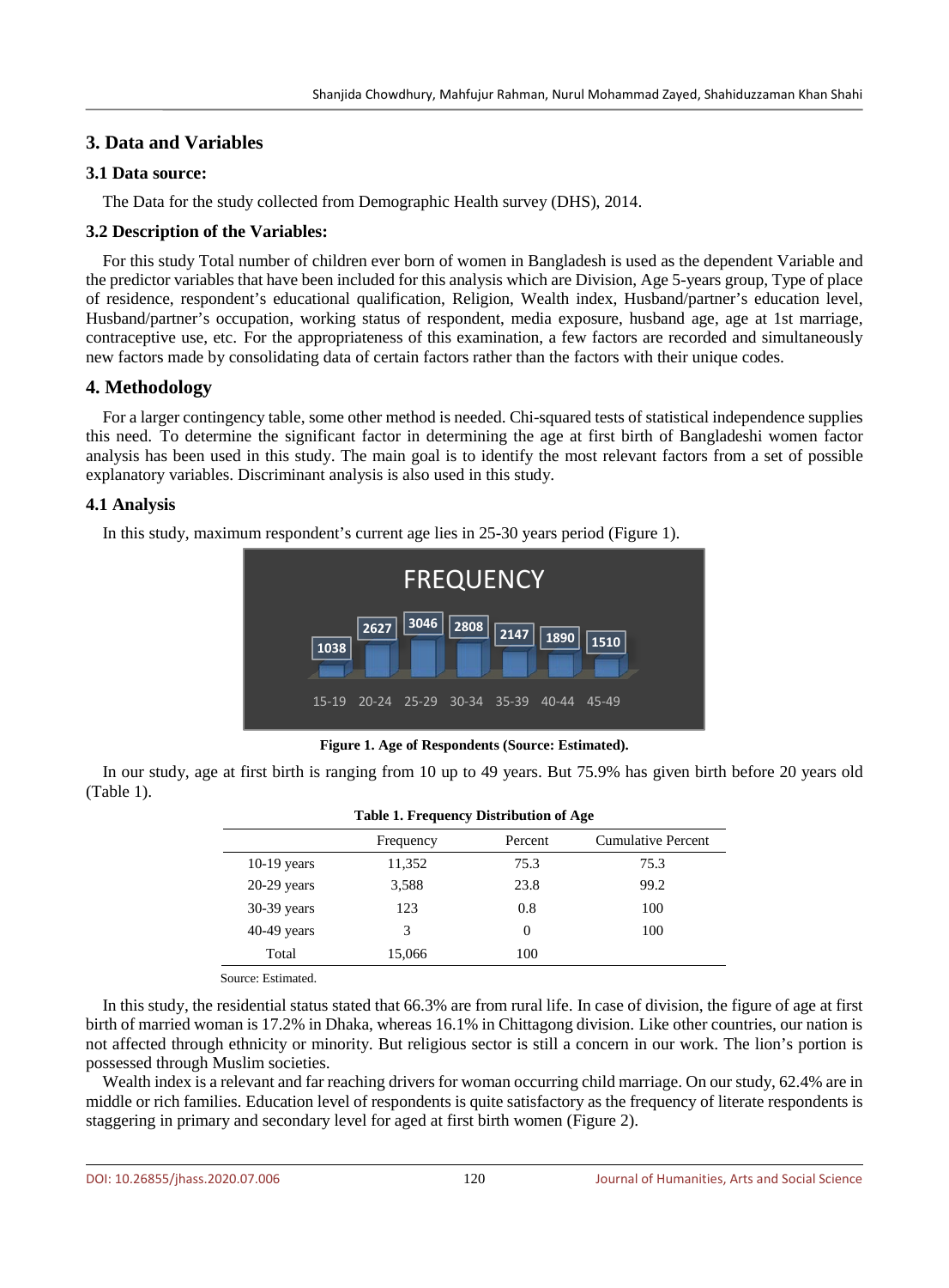## 3. Data and Variables

### 3.1 Data source:

The Data for the study collected from Demographic Health survey (DHS), 2014.

### 3.2 Description of the Variables:

For this study Total number of children ever born of women in Bangladesh is used as the dependent Variable and the predictor variables that have been included for this analysis which are Division, Age 5-years group, Type of place of residence, respondent's educational qualification, Religion, Wealth index, Husband/partner's education level, Husband/partner's occupation, working status of respondent, media exposure, husband age, age at 1st marriage, contraceptive use, etc. For the appropriateness of this examination, a few factors are recorded and simultaneously new factors made by consolidating data of certain factors rather than the factors with their unique codes.

## 4. Methodology

For a larger contingency table, some other method is needed. Chi-squared tests of statistical independence supplies this need. To determine the significant factor in determining the age at first birth of Bangladeshi women factor analysis has been used in this study. The main goal is to identify the most relevant factors from a set of possible explanatory variables. Discriminant analysis is also used in this study.

### 4.1 Analysis

In this study, maximum respondent's current age lies in 25-30 years period (Figure 1).

**Figure 1. Age of Respondents (Source: Estimated).**

In our study, age at first birth is ranging from 10 up to 49 years. But 75.9% has given birth before 20 years old (Table 1).

**Table 1. Frequency Distribution of Age**

| | Frequency | Percent | Cumulative Percent |
|---|---|---|---|
| 10-19 years | 11,352 | 75.3 | 75.3 |
| 20-29 years | 3,588 | 23.8 | 99.2 |
| 30-39 years | 123 | 0.8 | 100 |
| 40-49 years | 3 | 0 | 100 |
| Total | 15,066 | 100 | |

Source: Estimated.

In this study, the residential status stated that 66.3% are from rural life. In case of division, the figure of age at first birth of married woman is 17.2% in Dhaka, whereas 16.1% in Chittagong division. Like other countries, our nation is not affected through ethnicity or minority. But religious sector is still a concern in our work. The lion's portion is possessed through Muslim societies.

Wealth index is a relevant and far reaching drivers for woman occurring child marriage. On our study, 62.4% are in middle or rich families. Education level of respondents is quite satisfactory as the frequency of literate respondents is staggering in primary and secondary level for aged at first birth women (Figure 2).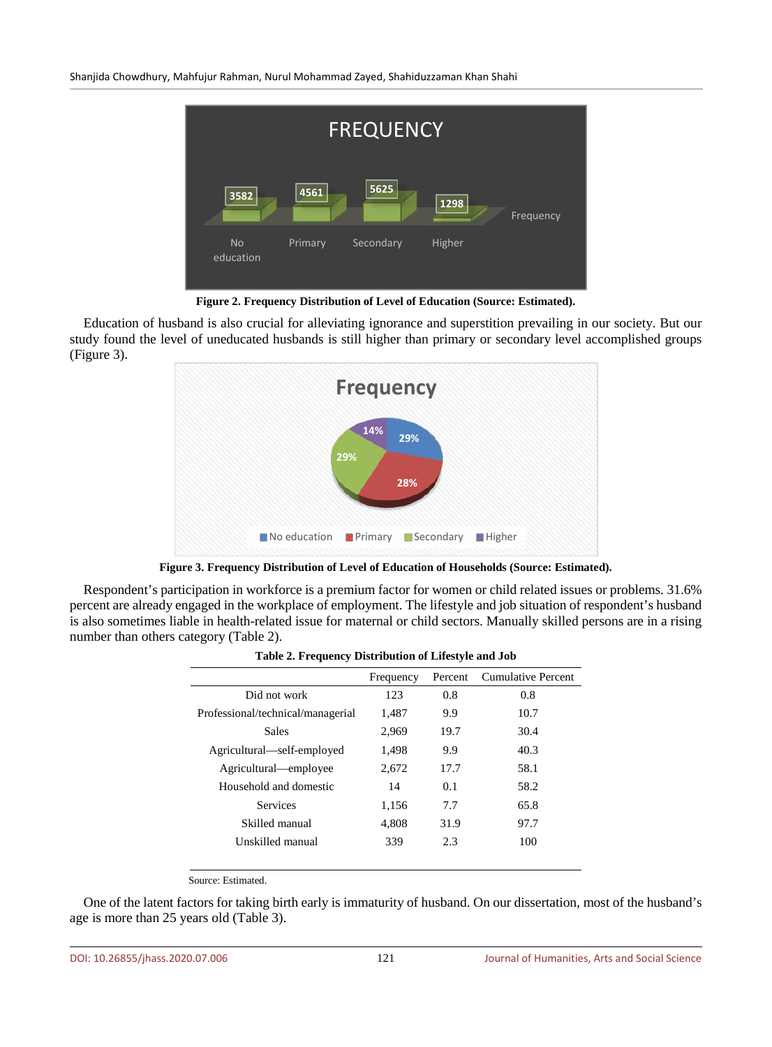Figure 2. Frequency Distribution of Level of Education (Source: Estimated).

Education of husband is also crucial for alleviating ignorance and superstition prevailing in our society. But our study found the level of uneducated husbands is still higher than primary or secondary level accomplished groups (Figure 3).

Figure 3. Frequency Distribution of Level of Education of Households (Source: Estimated).

Respondent's participation in workforce is a premium factor for women or child related issues or problems. 31.6% percent are already engaged in the workplace of employment. The lifestyle and job situation of respondent's husband is also sometimes liable in health-related issue for maternal or child sectors. Manually skilled persons are in a rising number than others category (Table 2).

**Table 2. Frequency Distribution of Lifestyle and Job**

| | Frequency | Percent | Cumulative Percent |
|---|---|---|---|
| Did not work | 123 | 0.8 | 0.8 |
| Professional/technical/managerial | 1,487 | 9.9 | 10.7 |
| Sales | 2,969 | 19.7 | 30.4 |
| Agricultural—self-employed | 1,498 | 9.9 | 40.3 |
| Agricultural—employee | 2,672 | 17.7 | 58.1 |
| Household and domestic | 14 | 0.1 | 58.2 |
| Services | 1,156 | 7.7 | 65.8 |
| Skilled manual | 4,808 | 31.9 | 97.7 |
| Unskilled manual | 339 | 2.3 | 100 |

Source: Estimated.

One of the latent factors for taking birth early is immaturity of husband. On our dissertation, most of the husband's age is more than 25 years old (Table 3).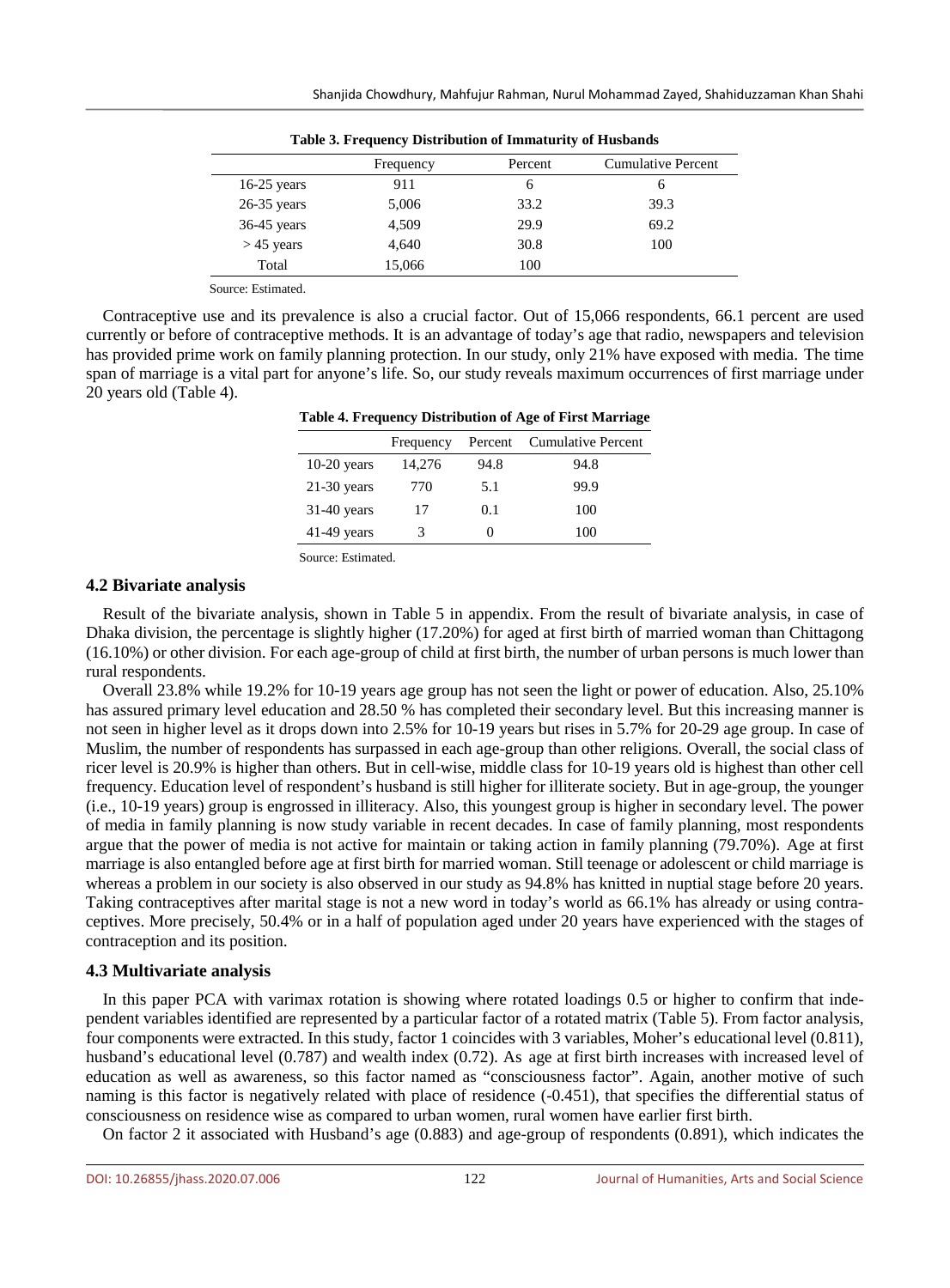**Table 3. Frequency Distribution of Immaturity of Husbands**

| | Frequency | Percent | Cumulative Percent |
|---|---|---|---|
| 16-25 years | 911 | 6 | 6 |
| 26-35 years | 5,006 | 33.2 | 39.3 |
| 36-45 years | 4,509 | 29.9 | 69.2 |
| > 45 years | 4,640 | 30.8 | 100 |
| Total | 15,066 | 100 | |

Source: Estimated.

Contraceptive use and its prevalence is also a crucial factor. Out of 15,066 respondents, 66.1 percent are used currently or before of contraceptive methods. It is an advantage of today's age that radio, newspapers and television has provided prime work on family planning protection. In our study, only 21% have exposed with media. The time span of marriage is a vital part for anyone's life. So, our study reveals maximum occurrences of first marriage under 20 years old (Table 4).

**Table 4. Frequency Distribution of Age of First Marriage**

| | Frequency | Percent | Cumulative Percent |
|---|---|---|---|
| 10-20 years | 14,276 | 94.8 | 94.8 |
| 21-30 years | 770 | 5.1 | 99.9 |
| 31-40 years | 17 | 0.1 | 100 |
| 41-49 years | 3 | 0 | 100 |

Source: Estimated.

### 4.2 Bivariate analysis

Result of the bivariate analysis, shown in Table 5 in appendix. From the result of bivariate analysis, in case of Dhaka division, the percentage is slightly higher (17.20%) for aged at first birth of married woman than Chittagong (16.10%) or other division. For each age-group of child at first birth, the number of urban persons is much lower than rural respondents.

Overall 23.8% while 19.2% for 10-19 years age group has not seen the light or power of education. Also, 25.10% has assured primary level education and 28.50 % has completed their secondary level. But this increasing manner is not seen in higher level as it drops down into 2.5% for 10-19 years but rises in 5.7% for 20-29 age group. In case of Muslim, the number of respondents has surpassed in each age-group than other religions. Overall, the social class of ricer level is 20.9% is higher than others. But in cell-wise, middle class for 10-19 years old is highest than other cell frequency. Education level of respondent's husband is still higher for illiterate society. But in age-group, the younger (i.e., 10-19 years) group is engrossed in illiteracy. Also, this youngest group is higher in secondary level. The power of media in family planning is now study variable in recent decades. In case of family planning, most respondents argue that the power of media is not active for maintain or taking action in family planning (79.70%). Age at first marriage is also entangled before age at first birth for married woman. Still teenage or adolescent or child marriage is whereas a problem in our society is also observed in our study as 94.8% has knitted in nuptial stage before 20 years. Taking contraceptives after marital stage is not a new word in today's world as 66.1% has already or using contraceptives. More precisely, 50.4% or in a half of population aged under 20 years have experienced with the stages of contraception and its position.

### 4.3 Multivariate analysis

In this paper PCA with varimax rotation is showing where rotated loadings 0.5 or higher to confirm that independent variables identified are represented by a particular factor of a rotated matrix (Table 5). From factor analysis, four components were extracted. In this study, factor 1 coincides with 3 variables, Moher's educational level (0.811), husband's educational level (0.787) and wealth index (0.72). As age at first birth increases with increased level of education as well as awareness, so this factor named as "consciousness factor". Again, another motive of such naming is this factor is negatively related with place of residence (-0.451), that specifies the differential status of consciousness on residence wise as compared to urban women, rural women have earlier first birth.

On factor 2 it associated with Husband's age (0.883) and age-group of respondents (0.891), which indicates the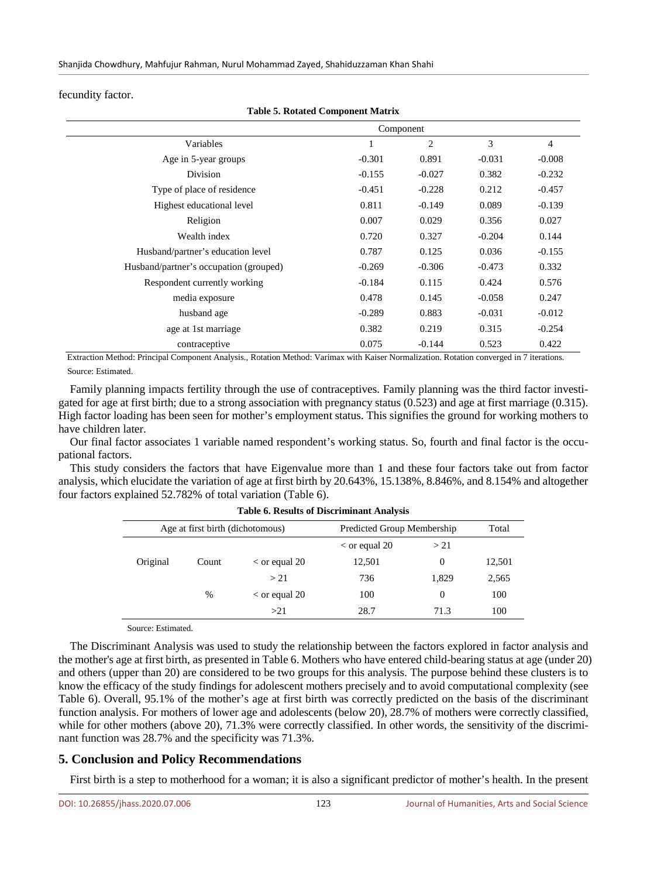fecundity factor.

**Table 5. Rotated Component Matrix**

| Variables | Component 1 | 2 | 3 | 4 |
|---|---|---|---|---|
| Age in 5-year groups | -0.301 | 0.891 | -0.031 | -0.008 |
| Division | -0.155 | -0.027 | 0.382 | -0.232 |
| Type of place of residence | -0.451 | -0.228 | 0.212 | -0.457 |
| Highest educational level | 0.811 | -0.149 | 0.089 | -0.139 |
| Religion | 0.007 | 0.029 | 0.356 | 0.027 |
| Wealth index | 0.720 | 0.327 | -0.204 | 0.144 |
| Husband/partner's education level | 0.787 | 0.125 | 0.036 | -0.155 |
| Husband/partner's occupation (grouped) | -0.269 | -0.306 | -0.473 | 0.332 |
| Respondent currently working | -0.184 | 0.115 | 0.424 | 0.576 |
| media exposure | 0.478 | 0.145 | -0.058 | 0.247 |
| husband age | -0.289 | 0.883 | -0.031 | -0.012 |
| age at 1st marriage | 0.382 | 0.219 | 0.315 | -0.254 |
| contraceptive | 0.075 | -0.144 | 0.523 | 0.422 |

Extraction Method: Principal Component Analysis., Rotation Method: Varimax with Kaiser Normalization. Rotation converged in 7 iterations.

Source: Estimated.

Family planning impacts fertility through the use of contraceptives. Family planning was the third factor investigated for age at first birth; due to a strong association with pregnancy status (0.523) and age at first marriage (0.315). High factor loading has been seen for mother's employment status. This signifies the ground for working mothers to have children later.

Our final factor associates 1 variable named respondent's working status. So, fourth and final factor is the occupational factors.

This study considers the factors that have Eigenvalue more than 1 and these four factors take out from factor analysis, which elucidate the variation of age at first birth by 20.643%, 15.138%, 8.846%, and 8.154% and altogether four factors explained 52.782% of total variation (Table 6).

**Table 6. Results of Discriminant Analysis**

| Age at first birth (dichotomous) | | | Predicted Group Membership | | Total |
|---|---|---|---|---|---|
| | | | < or equal 20 | > 21 | |
| Original | Count | < or equal 20 | 12,501 | 0 | 12,501 |
| | | > 21 | 736 | 1,829 | 2,565 |
| | % | < or equal 20 | 100 | 0 | 100 |
| | | >21 | 28.7 | 71.3 | 100 |

Source: Estimated.

The Discriminant Analysis was used to study the relationship between the factors explored in factor analysis and the mother's age at first birth, as presented in Table 6. Mothers who have entered child-bearing status at age (under 20) and others (upper than 20) are considered to be two groups for this analysis. The purpose behind these clusters is to know the efficacy of the study findings for adolescent mothers precisely and to avoid computational complexity (see Table 6). Overall, 95.1% of the mother's age at first birth was correctly predicted on the basis of the discriminant function analysis. For mothers of lower age and adolescents (below 20), 28.7% of mothers were correctly classified, while for other mothers (above 20), 71.3% were correctly classified. In other words, the sensitivity of the discriminant function was 28.7% and the specificity was 71.3%.

## 5. Conclusion and Policy Recommendations

First birth is a step to motherhood for a woman; it is also a significant predictor of mother's health. In the present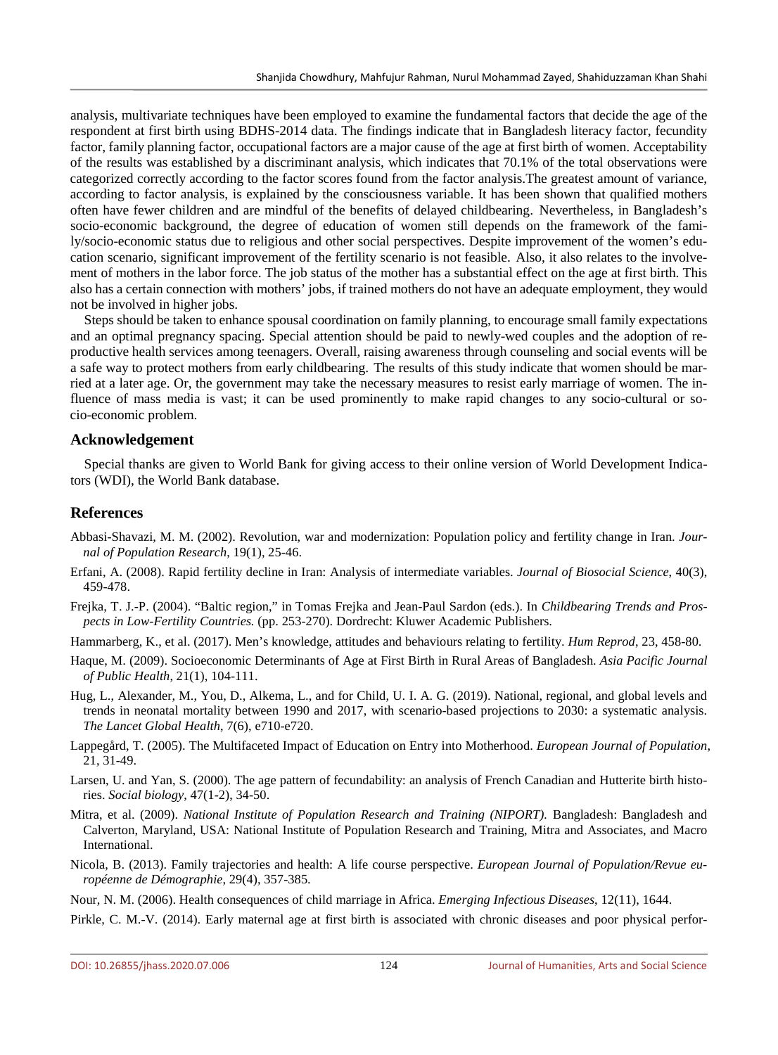analysis, multivariate techniques have been employed to examine the fundamental factors that decide the age of the respondent at first birth using BDHS-2014 data. The findings indicate that in Bangladesh literacy factor, fecundity factor, family planning factor, occupational factors are a major cause of the age at first birth of women. Acceptability of the results was established by a discriminant analysis, which indicates that 70.1% of the total observations were categorized correctly according to the factor scores found from the factor analysis.The greatest amount of variance, according to factor analysis, is explained by the consciousness variable. It has been shown that qualified mothers often have fewer children and are mindful of the benefits of delayed childbearing. Nevertheless, in Bangladesh's socio-economic background, the degree of education of women still depends on the framework of the family/socio-economic status due to religious and other social perspectives. Despite improvement of the women's education scenario, significant improvement of the fertility scenario is not feasible. Also, it also relates to the involvement of mothers in the labor force. The job status of the mother has a substantial effect on the age at first birth. This also has a certain connection with mothers' jobs, if trained mothers do not have an adequate employment, they would not be involved in higher jobs.

Steps should be taken to enhance spousal coordination on family planning, to encourage small family expectations and an optimal pregnancy spacing. Special attention should be paid to newly-wed couples and the adoption of reproductive health services among teenagers. Overall, raising awareness through counseling and social events will be a safe way to protect mothers from early childbearing. The results of this study indicate that women should be married at a later age. Or, the government may take the necessary measures to resist early marriage of women. The influence of mass media is vast; it can be used prominently to make rapid changes to any socio-cultural or socio-economic problem.

## Acknowledgement

Special thanks are given to World Bank for giving access to their online version of World Development Indicators (WDI), the World Bank database.

## References

Abbasi-Shavazi, M. M. (2002). Revolution, war and modernization: Population policy and fertility change in Iran. *Journal of Population Research*, 19(1), 25-46.

Erfani, A. (2008). Rapid fertility decline in Iran: Analysis of intermediate variables. *Journal of Biosocial Science*, 40(3), 459-478.

Frejka, T. J.-P. (2004). "Baltic region," in Tomas Frejka and Jean-Paul Sardon (eds.). In *Childbearing Trends and Prospects in Low-Fertility Countries.* (pp. 253-270). Dordrecht: Kluwer Academic Publishers.

Hammarberg, K., et al. (2017). Men's knowledge, attitudes and behaviours relating to fertility. *Hum Reprod*, 23, 458-80.

Haque, M. (2009). Socioeconomic Determinants of Age at First Birth in Rural Areas of Bangladesh. *Asia Pacific Journal of Public Health*, 21(1), 104-111.

Hug, L., Alexander, M., You, D., Alkema, L., and for Child, U. I. A. G. (2019). National, regional, and global levels and trends in neonatal mortality between 1990 and 2017, with scenario-based projections to 2030: a systematic analysis. *The Lancet Global Health*, 7(6), e710-e720.

Lappegård, T. (2005). The Multifaceted Impact of Education on Entry into Motherhood. *European Journal of Population*, 21, 31-49.

Larsen, U. and Yan, S. (2000). The age pattern of fecundability: an analysis of French Canadian and Hutterite birth histories. *Social biology*, 47(1-2), 34-50.

Mitra, et al. (2009). *National Institute of Population Research and Training (NIPORT).* Bangladesh: Bangladesh and Calverton, Maryland, USA: National Institute of Population Research and Training, Mitra and Associates, and Macro International.

Nicola, B. (2013). Family trajectories and health: A life course perspective. *European Journal of Population/Revue européenne de Démographie*, 29(4), 357-385.

Nour, N. M. (2006). Health consequences of child marriage in Africa. *Emerging Infectious Diseases*, 12(11), 1644.

Pirkle, C. M.-V. (2014). Early maternal age at first birth is associated with chronic diseases and poor physical perfor-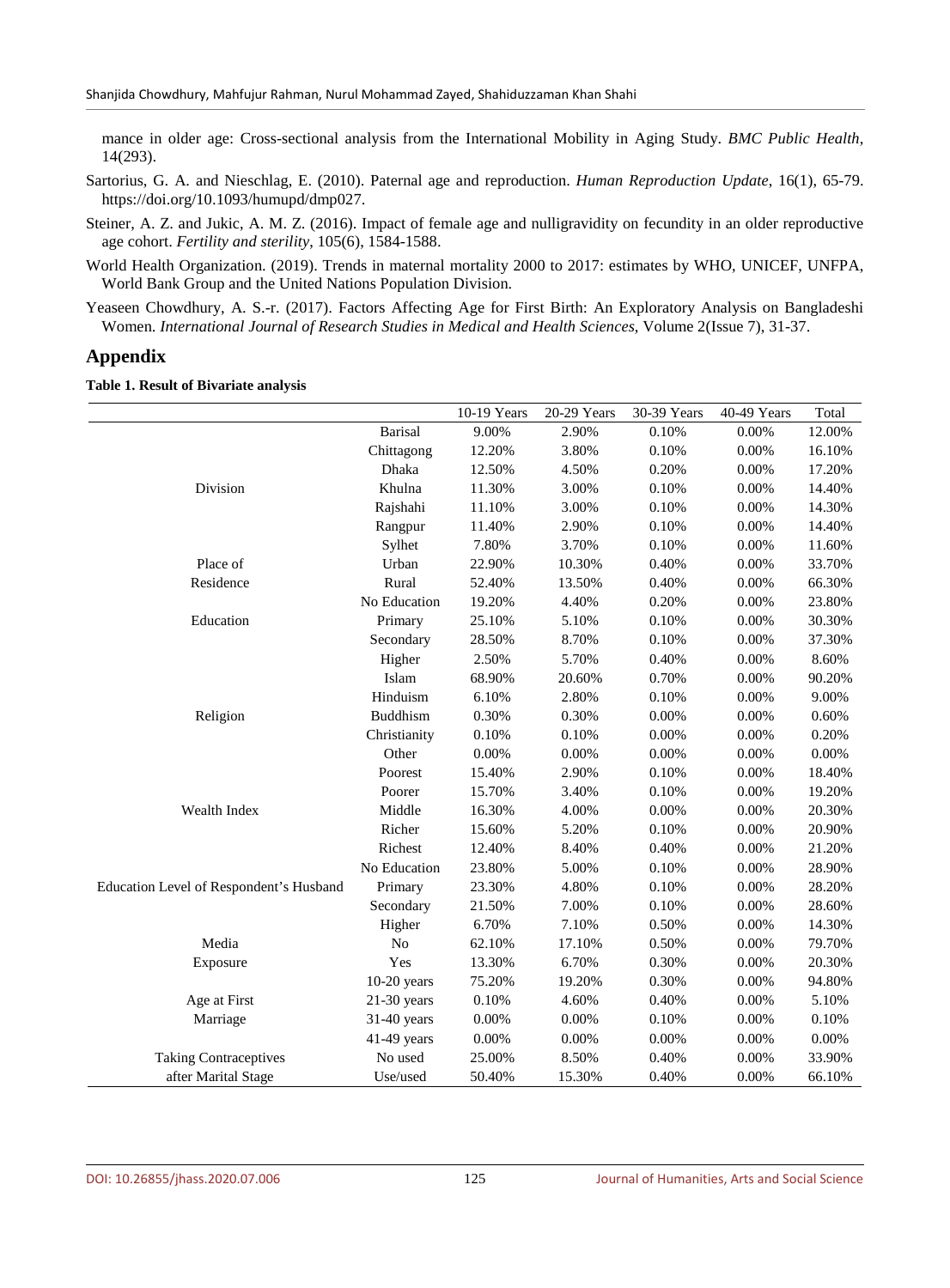mance in older age: Cross-sectional analysis from the International Mobility in Aging Study. *BMC Public Health*, 14(293).

Sartorius, G. A. and Nieschlag, E. (2010). Paternal age and reproduction. *Human Reproduction Update*, 16(1), 65-79. https://doi.org/10.1093/humupd/dmp027.

Steiner, A. Z. and Jukic, A. M. Z. (2016). Impact of female age and nulligravidity on fecundity in an older reproductive age cohort. *Fertility and sterility*, 105(6), 1584-1588.

World Health Organization. (2019). Trends in maternal mortality 2000 to 2017: estimates by WHO, UNICEF, UNFPA, World Bank Group and the United Nations Population Division.

Yeaseen Chowdhury, A. S.-r. (2017). Factors Affecting Age for First Birth: An Exploratory Analysis on Bangladeshi Women. *International Journal of Research Studies in Medical and Health Sciences*, Volume 2(Issue 7), 31-37.

## Appendix

**Table 1. Result of Bivariate analysis**

| | | 10-19 Years | 20-29 Years | 30-39 Years | 40-49 Years | Total |
|---|---|---|---|---|---|---|
| Division | Barisal | 9.00% | 2.90% | 0.10% | 0.00% | 12.00% |
| | Chittagong | 12.20% | 3.80% | 0.10% | 0.00% | 16.10% |
| | Dhaka | 12.50% | 4.50% | 0.20% | 0.00% | 17.20% |
| | Khulna | 11.30% | 3.00% | 0.10% | 0.00% | 14.40% |
| | Rajshahi | 11.10% | 3.00% | 0.10% | 0.00% | 14.30% |
| | Rangpur | 11.40% | 2.90% | 0.10% | 0.00% | 14.40% |
| | Sylhet | 7.80% | 3.70% | 0.10% | 0.00% | 11.60% |
| Place of Residence | Urban | 22.90% | 10.30% | 0.40% | 0.00% | 33.70% |
| | Rural | 52.40% | 13.50% | 0.40% | 0.00% | 66.30% |
| Education | No Education | 19.20% | 4.40% | 0.20% | 0.00% | 23.80% |
| | Primary | 25.10% | 5.10% | 0.10% | 0.00% | 30.30% |
| | Secondary | 28.50% | 8.70% | 0.10% | 0.00% | 37.30% |
| | Higher | 2.50% | 5.70% | 0.40% | 0.00% | 8.60% |
| Religion | Islam | 68.90% | 20.60% | 0.70% | 0.00% | 90.20% |
| | Hinduism | 6.10% | 2.80% | 0.10% | 0.00% | 9.00% |
| | Buddhism | 0.30% | 0.30% | 0.00% | 0.00% | 0.60% |
| | Christianity | 0.10% | 0.10% | 0.00% | 0.00% | 0.20% |
| | Other | 0.00% | 0.00% | 0.00% | 0.00% | 0.00% |
| Wealth Index | Poorest | 15.40% | 2.90% | 0.10% | 0.00% | 18.40% |
| | Poorer | 15.70% | 3.40% | 0.10% | 0.00% | 19.20% |
| | Middle | 16.30% | 4.00% | 0.00% | 0.00% | 20.30% |
| | Richer | 15.60% | 5.20% | 0.10% | 0.00% | 20.90% |
| | Richest | 12.40% | 8.40% | 0.40% | 0.00% | 21.20% |
| Education Level of Respondent's Husband | No Education | 23.80% | 5.00% | 0.10% | 0.00% | 28.90% |
| | Primary | 23.30% | 4.80% | 0.10% | 0.00% | 28.20% |
| | Secondary | 21.50% | 7.00% | 0.10% | 0.00% | 28.60% |
| | Higher | 6.70% | 7.10% | 0.50% | 0.00% | 14.30% |
| Media Exposure | No | 62.10% | 17.10% | 0.50% | 0.00% | 79.70% |
| | Yes | 13.30% | 6.70% | 0.30% | 0.00% | 20.30% |
| Age at First Marriage | 10-20 years | 75.20% | 19.20% | 0.30% | 0.00% | 94.80% |
| | 21-30 years | 0.10% | 4.60% | 0.40% | 0.00% | 5.10% |
| | 31-40 years | 0.00% | 0.00% | 0.10% | 0.00% | 0.10% |
| | 41-49 years | 0.00% | 0.00% | 0.00% | 0.00% | 0.00% |
| Taking Contraceptives after Marital Stage | No used | 25.00% | 8.50% | 0.40% | 0.00% | 33.90% |
| | Use/used | 50.40% | 15.30% | 0.40% | 0.00% | 66.10% |